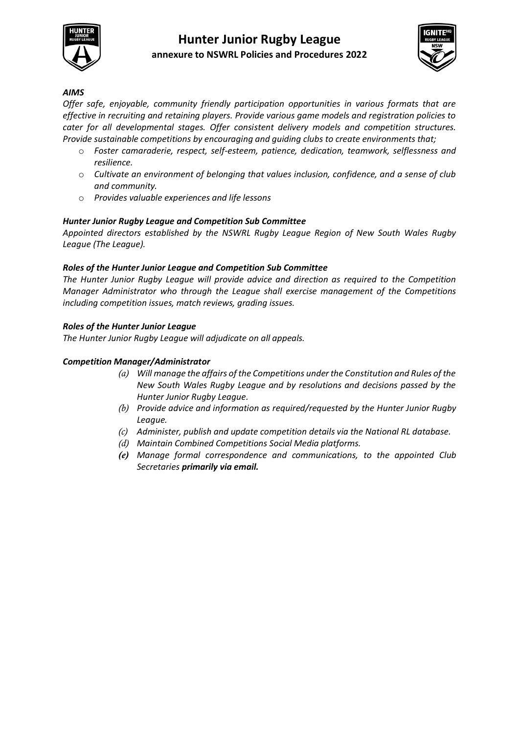# Hunter Junior Rugby League

## annexure to NSWRL Policies and Procedures 2022

***AIMS***

*Offer safe, enjoyable, community friendly participation opportunities in various formats that are effective in recruiting and retaining players. Provide various game models and registration policies to cater for all developmental stages. Offer consistent delivery models and competition structures. Provide sustainable competitions by encouraging and guiding clubs to create environments that;*

- *Foster camaraderie, respect, self-esteem, patience, dedication, teamwork, selflessness and resilience.*
- *Cultivate an environment of belonging that values inclusion, confidence, and a sense of club and community.*
- *Provides valuable experiences and life lessons*

***Hunter Junior Rugby League and Competition Sub Committee***

*Appointed directors established by the NSWRL Rugby League Region of New South Wales Rugby League (The League).*

***Roles of the Hunter Junior League and Competition Sub Committee***

*The Hunter Junior Rugby League will provide advice and direction as required to the Competition Manager Administrator who through the League shall exercise management of the Competitions including competition issues, match reviews, grading issues.*

***Roles of the Hunter Junior League***

*The Hunter Junior Rugby League will adjudicate on all appeals.*

***Competition Manager/Administrator***

*(a) Will manage the affairs of the Competitions under the Constitution and Rules of the New South Wales Rugby League and by resolutions and decisions passed by the Hunter Junior Rugby League.*

*(b) Provide advice and information as required/requested by the Hunter Junior Rugby League.*

*(c) Administer, publish and update competition details via the National RL database.*

*(d) Maintain Combined Competitions Social Media platforms.*

***(e)*** *Manage formal correspondence and communications, to the appointed Club Secretaries **primarily via email.***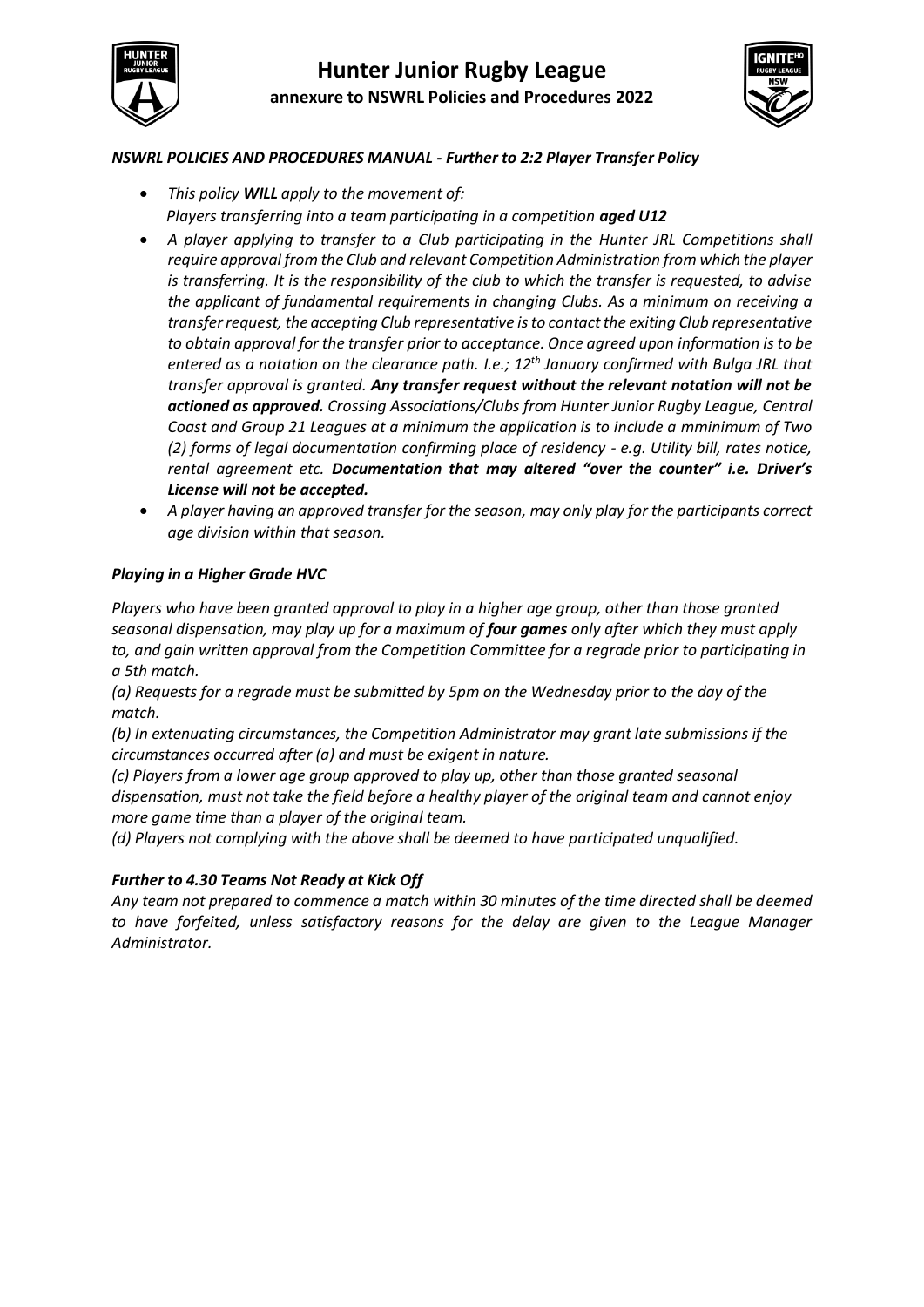# Hunter Junior Rugby League

**annexure to NSWRL Policies and Procedures 2022**

***NSWRL POLICIES AND PROCEDURES MANUAL - Further to 2:2 Player Transfer Policy***

- *This policy **WILL** apply to the movement of:*
  *Players transferring into a team participating in a competition **aged U12***
- *A player applying to transfer to a Club participating in the Hunter JRL Competitions shall require approval from the Club and relevant Competition Administration from which the player is transferring. It is the responsibility of the club to which the transfer is requested, to advise the applicant of fundamental requirements in changing Clubs. As a minimum on receiving a transfer request, the accepting Club representative is to contact the exiting Club representative to obtain approval for the transfer prior to acceptance. Once agreed upon information is to be entered as a notation on the clearance path. I.e.; 12th January confirmed with Bulga JRL that transfer approval is granted. **Any transfer request without the relevant notation will not be actioned as approved.** Crossing Associations/Clubs from Hunter Junior Rugby League, Central Coast and Group 21 Leagues at a minimum the application is to include a mminimum of Two (2) forms of legal documentation confirming place of residency - e.g. Utility bill, rates notice, rental agreement etc. **Documentation that may altered "over the counter" i.e. Driver's License will not be accepted.***
- *A player having an approved transfer for the season, may only play for the participants correct age division within that season.*

***Playing in a Higher Grade HVC***

*Players who have been granted approval to play in a higher age group, other than those granted seasonal dispensation, may play up for a maximum of **four games** only after which they must apply to, and gain written approval from the Competition Committee for a regrade prior to participating in a 5th match.*

*(a) Requests for a regrade must be submitted by 5pm on the Wednesday prior to the day of the match.*

*(b) In extenuating circumstances, the Competition Administrator may grant late submissions if the circumstances occurred after (a) and must be exigent in nature.*

*(c) Players from a lower age group approved to play up, other than those granted seasonal dispensation, must not take the field before a healthy player of the original team and cannot enjoy more game time than a player of the original team.*

*(d) Players not complying with the above shall be deemed to have participated unqualified.*

***Further to 4.30 Teams Not Ready at Kick Off***

*Any team not prepared to commence a match within 30 minutes of the time directed shall be deemed to have forfeited, unless satisfactory reasons for the delay are given to the League Manager Administrator.*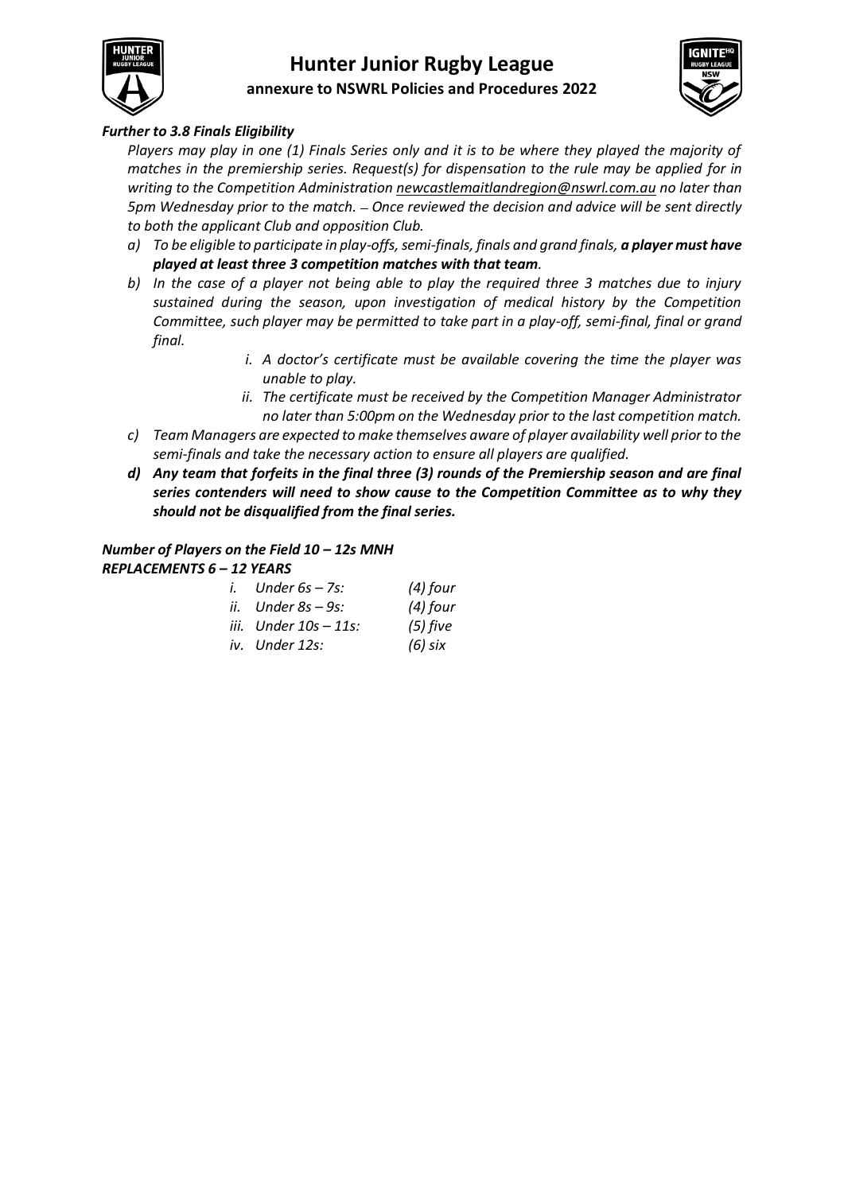***Further to 3.8 Finals Eligibility***

*Players may play in one (1) Finals Series only and it is to be where they played the majority of matches in the premiership series. Request(s) for dispensation to the rule may be applied for in writing to the Competition Administration newcastlemaitlandregion@nswrl.com.au no later than 5pm Wednesday prior to the match. – Once reviewed the decision and advice will be sent directly to both the applicant Club and opposition Club.*

*a) To be eligible to participate in play-offs, semi-finals, finals and grand finals,* ***a player must have played at least three 3 competition matches with that team****.*

*b) In the case of a player not being able to play the required three 3 matches due to injury sustained during the season, upon investigation of medical history by the Competition Committee, such player may be permitted to take part in a play-off, semi-final, final or grand final.*

   *i. A doctor's certificate must be available covering the time the player was unable to play.*

   *ii. The certificate must be received by the Competition Manager Administrator no later than 5:00pm on the Wednesday prior to the last competition match.*

*c) Team Managers are expected to make themselves aware of player availability well prior to the semi-finals and take the necessary action to ensure all players are qualified.*

***d) Any team that forfeits in the final three (3) rounds of the Premiership season and are final series contenders will need to show cause to the Competition Committee as to why they should not be disqualified from the final series.***

***Number of Players on the Field 10 – 12s MNH***
***REPLACEMENTS 6 – 12 YEARS***

*i. Under 6s – 7s: (4) four*
*ii. Under 8s – 9s: (4) four*
*iii. Under 10s – 11s: (5) five*
*iv. Under 12s: (6) six*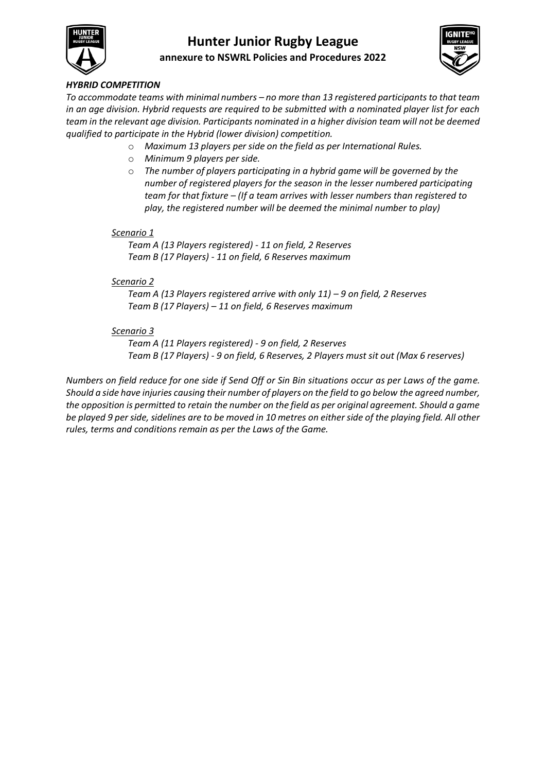### *HYBRID COMPETITION*

*To accommodate teams with minimal numbers – no more than 13 registered participants to that team in an age division. Hybrid requests are required to be submitted with a nominated player list for each team in the relevant age division. Participants nominated in a higher division team will not be deemed qualified to participate in the Hybrid (lower division) competition.*

- *Maximum 13 players per side on the field as per International Rules.*
- *Minimum 9 players per side.*
- *The number of players participating in a hybrid game will be governed by the number of registered players for the season in the lesser numbered participating team for that fixture – (If a team arrives with lesser numbers than registered to play, the registered number will be deemed the minimal number to play)*

*Scenario 1*

*Team A (13 Players registered) - 11 on field, 2 Reserves*
*Team B (17 Players) - 11 on field, 6 Reserves maximum*

*Scenario 2*

*Team A (13 Players registered arrive with only 11) – 9 on field, 2 Reserves*
*Team B (17 Players) – 11 on field, 6 Reserves maximum*

*Scenario 3*

*Team A (11 Players registered) - 9 on field, 2 Reserves*
*Team B (17 Players) - 9 on field, 6 Reserves, 2 Players must sit out (Max 6 reserves)*

*Numbers on field reduce for one side if Send Off or Sin Bin situations occur as per Laws of the game. Should a side have injuries causing their number of players on the field to go below the agreed number, the opposition is permitted to retain the number on the field as per original agreement. Should a game be played 9 per side, sidelines are to be moved in 10 metres on either side of the playing field. All other rules, terms and conditions remain as per the Laws of the Game.*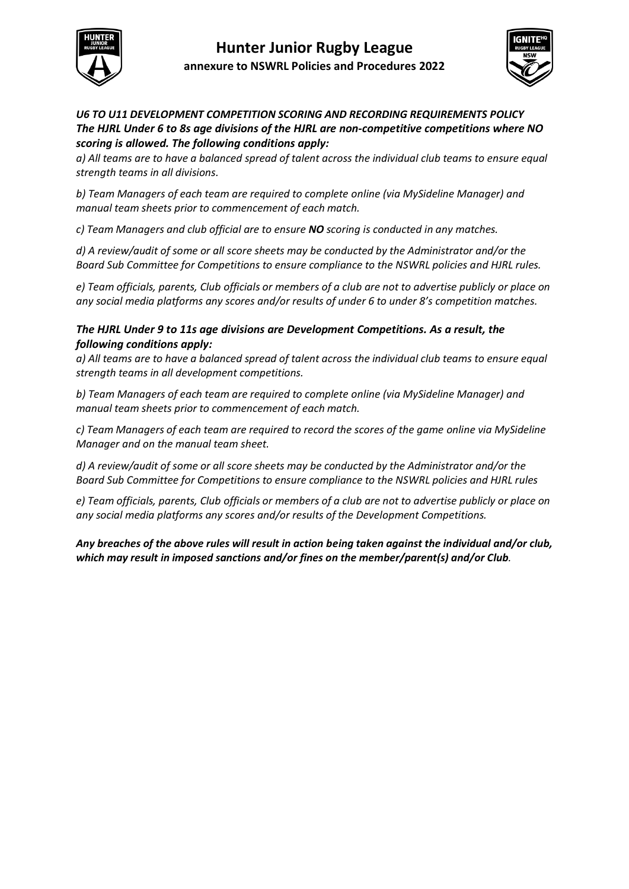***U6 TO U11 DEVELOPMENT COMPETITION SCORING AND RECORDING REQUIREMENTS POLICY***

***The HJRL Under 6 to 8s age divisions of the HJRL are non-competitive competitions where NO scoring is allowed. The following conditions apply:***

*a) All teams are to have a balanced spread of talent across the individual club teams to ensure equal strength teams in all divisions.*

*b) Team Managers of each team are required to complete online (via MySideline Manager) and manual team sheets prior to commencement of each match.*

*c) Team Managers and club official are to ensure **NO** scoring is conducted in any matches.*

*d) A review/audit of some or all score sheets may be conducted by the Administrator and/or the Board Sub Committee for Competitions to ensure compliance to the NSWRL policies and HJRL rules.*

*e) Team officials, parents, Club officials or members of a club are not to advertise publicly or place on any social media platforms any scores and/or results of under 6 to under 8's competition matches.*

***The HJRL Under 9 to 11s age divisions are Development Competitions. As a result, the following conditions apply:***

*a) All teams are to have a balanced spread of talent across the individual club teams to ensure equal strength teams in all development competitions.*

*b) Team Managers of each team are required to complete online (via MySideline Manager) and manual team sheets prior to commencement of each match.*

*c) Team Managers of each team are required to record the scores of the game online via MySideline Manager and on the manual team sheet.*

*d) A review/audit of some or all score sheets may be conducted by the Administrator and/or the Board Sub Committee for Competitions to ensure compliance to the NSWRL policies and HJRL rules*

*e) Team officials, parents, Club officials or members of a club are not to advertise publicly or place on any social media platforms any scores and/or results of the Development Competitions.*

***Any breaches of the above rules will result in action being taken against the individual and/or club, which may result in imposed sanctions and/or fines on the member/parent(s) and/or Club.***